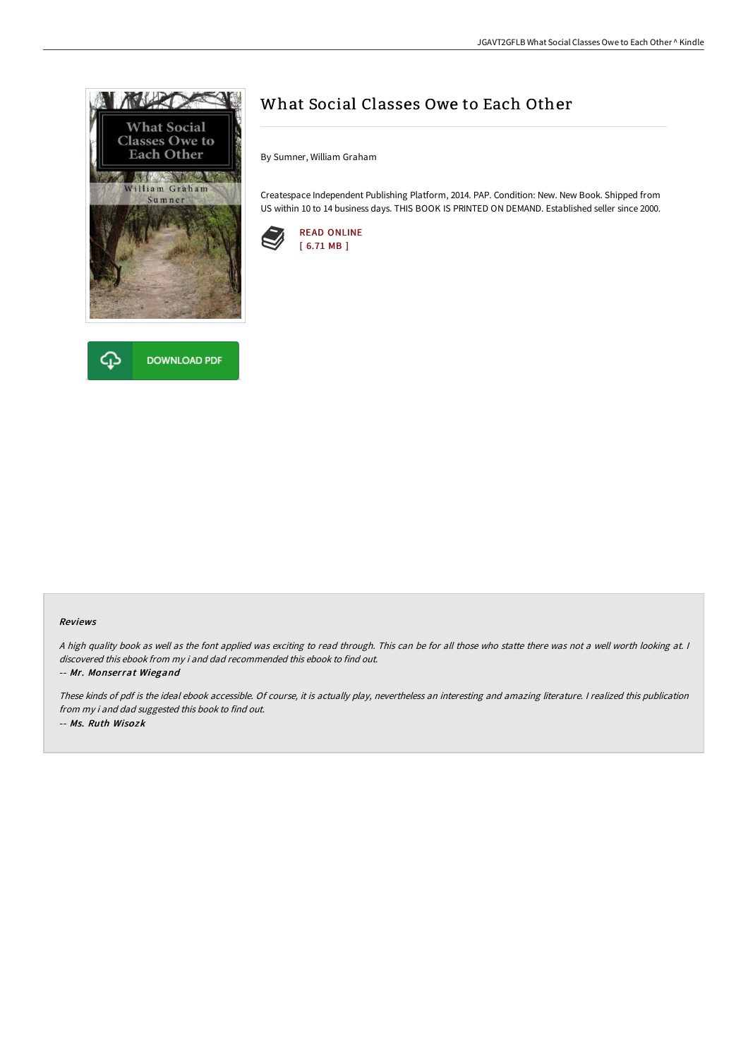# What Social Classes Owe to Each Other

By Sumner, William Graham

Createspace Independent Publishing Platform, 2014. PAP. Condition: New. New Book. Shipped from US within 10 to 14 business days. THIS BOOK IS PRINTED ON DEMAND. Established seller since 2000.

READ ONLINE
[ 6.71 MB ]

DOWNLOAD PDF

### Reviews

*A high quality book as well as the font applied was exciting to read through. This can be for all those who statte there was not a well worth looking at. I discovered this ebook from my i and dad recommended this ebook to find out.*

-- *Mr. Monserrat Wiegand*

*These kinds of pdf is the ideal ebook accessible. Of course, it is actually play, nevertheless an interesting and amazing literature. I realized this publication from my i and dad suggested this book to find out.*

-- *Ms. Ruth Wisozk*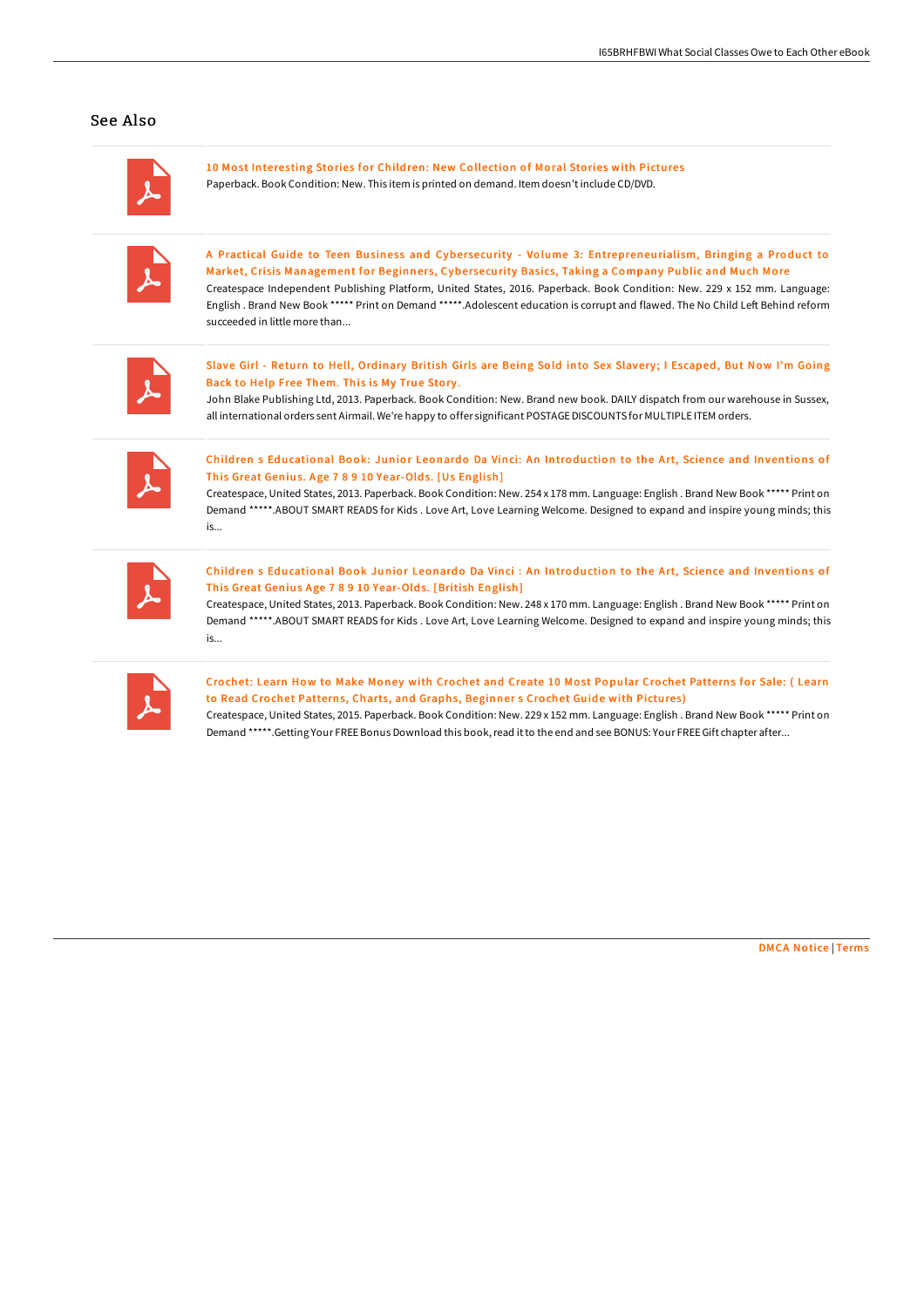## See Also

**10 Most Interesting Stories for Children: New Collection of Moral Stories with Pictures**
Paperback. Book Condition: New. This item is printed on demand. Item doesn't include CD/DVD.

**A Practical Guide to Teen Business and Cybersecurity - Volume 3: Entrepreneurialism, Bringing a Product to Market, Crisis Management for Beginners, Cybersecurity Basics, Taking a Company Public and Much More**
Createspace Independent Publishing Platform, United States, 2016. Paperback. Book Condition: New. 229 x 152 mm. Language: English . Brand New Book ***** Print on Demand *****.Adolescent education is corrupt and flawed. The No Child Left Behind reform succeeded in little more than...

**Slave Girl - Return to Hell, Ordinary British Girls are Being Sold into Sex Slavery; I Escaped, But Now I'm Going Back to Help Free Them. This is My True Story.**
John Blake Publishing Ltd, 2013. Paperback. Book Condition: New. Brand new book. DAILY dispatch from our warehouse in Sussex, all international orders sent Airmail. We're happy to offer significant POSTAGE DISCOUNTS for MULTIPLE ITEM orders.

**Children s Educational Book: Junior Leonardo Da Vinci: An Introduction to the Art, Science and Inventions of This Great Genius. Age 7 8 9 10 Year-Olds. [Us English]**
Createspace, United States, 2013. Paperback. Book Condition: New. 254 x 178 mm. Language: English . Brand New Book ***** Print on Demand *****.ABOUT SMART READS for Kids . Love Art, Love Learning Welcome. Designed to expand and inspire young minds; this is...

**Children s Educational Book Junior Leonardo Da Vinci : An Introduction to the Art, Science and Inventions of This Great Genius Age 7 8 9 10 Year-Olds. [British English]**
Createspace, United States, 2013. Paperback. Book Condition: New. 248 x 170 mm. Language: English . Brand New Book ***** Print on Demand *****.ABOUT SMART READS for Kids . Love Art, Love Learning Welcome. Designed to expand and inspire young minds; this is...

**Crochet: Learn How to Make Money with Crochet and Create 10 Most Popular Crochet Patterns for Sale: ( Learn to Read Crochet Patterns, Charts, and Graphs, Beginner s Crochet Guide with Pictures)**
Createspace, United States, 2015. Paperback. Book Condition: New. 229 x 152 mm. Language: English . Brand New Book ***** Print on Demand *****.Getting Your FREE Bonus Download this book, read it to the end and see BONUS: Your FREE Gift chapter after...

DMCA Notice | Terms